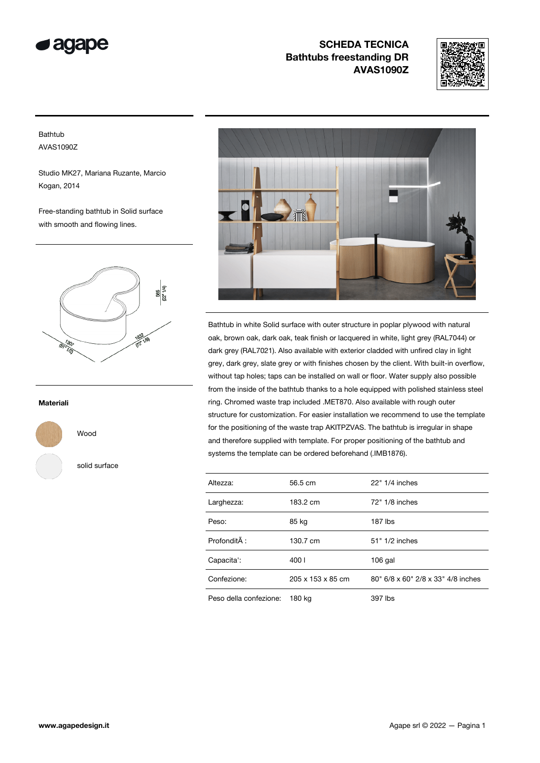agape

# SCHEDA TECNICA
## Bathtubs freestanding DR
## AVAS1090Z

Bathtub
AVAS1090Z

Studio MK27, Mariana Ruzante, Marcio Kogan, 2014

Free-standing bathtub in Solid surface with smooth and flowing lines.

### Materiali

Wood

solid surface

Bathtub in white Solid surface with outer structure in poplar plywood with natural oak, brown oak, dark oak, teak finish or lacquered in white, light grey (RAL7044) or dark grey (RAL7021). Also available with exterior cladded with unfired clay in light grey, dark grey, slate grey or with finishes chosen by the client. With built-in overflow, without tap holes; taps can be installed on wall or floor. Water supply also possible from the inside of the bathtub thanks to a hole equipped with polished stainless steel ring. Chromed waste trap included .MET870. Also available with rough outer structure for customization. For easier installation we recommend to use the template for the positioning of the waste trap AKITPZVAS. The bathtub is irregular in shape and therefore supplied with template. For proper positioning of the bathtub and systems the template can be ordered beforehand (.IMB1876).

| | | |
|---|---|---|
| Altezza: | 56.5 cm | 22" 1/4 inches |
| Larghezza: | 183.2 cm | 72" 1/8 inches |
| Peso: | 85 kg | 187 lbs |
| ProfonditÃ : | 130.7 cm | 51" 1/2 inches |
| Capacita': | 400 l | 106 gal |
| Confezione: | 205 x 153 x 85 cm | 80" 6/8 x 60" 2/8 x 33" 4/8 inches |
| Peso della confezione: | 180 kg | 397 lbs |

www.agapedesign.it

Agape srl © 2022 — Pagina 1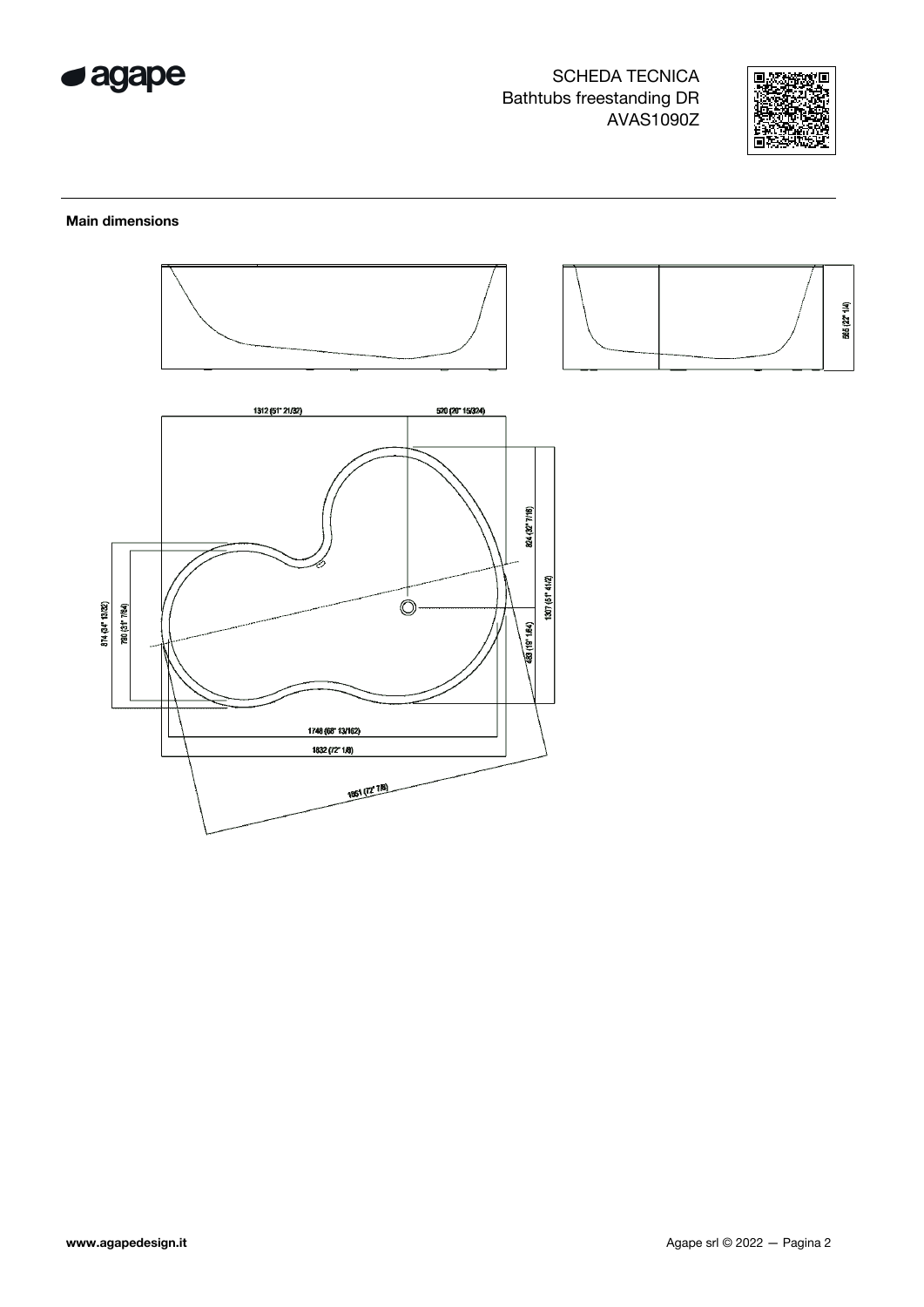SCHEDA TECNICA
Bathtubs freestanding DR
AVAS1090Z

## Main dimensions

565 (22" 1/4)

1312 (51" 21/32)

570 (20" 15/324)

824 (32" 7/16)

1307 (51" 41/2)

874 (34" 13/32)

790 (31" 7/64)

483 (19" 1/64)

1748 (68" 13/162)

1832 (72" 1/8)

1851 (72" 7/8)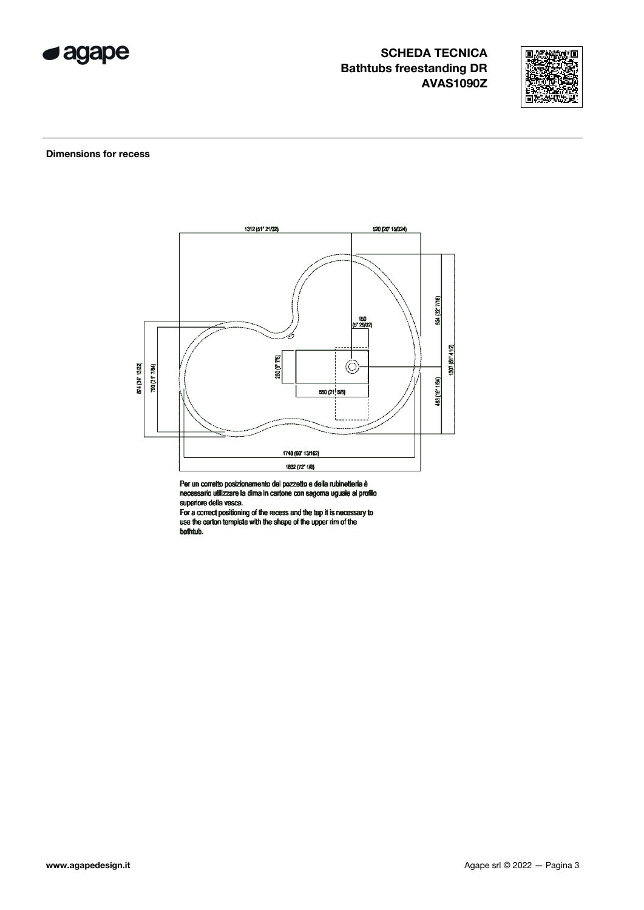**SCHEDA TECNICA**
**Bathtubs freestanding DR**
**AVAS1090Z**

**Dimensions for recess**

1312 (51" 21/32)

520 (20" 15/324)

150 (5" 29/32)

834 (32" 7/16)

1307 (51" 41/2)

483 (18" 1/64)

874 (34" 13/32)

790 (31" 7/64)

250 (9" 7/8)

550 (21" 5/8)

1748 (68" 13/162)

1832 (72" 1/8)

Per un corretto posizionamento del pozzetto e della rubinetteria è necessario utilizzare la dima in cartone con sagoma uguale al profilo superiore della vasca.
For a correct positioning of the recess and the tap it is necessary to use the carton template with the shape of the upper rim of the bathtub.

**www.agapedesign.it**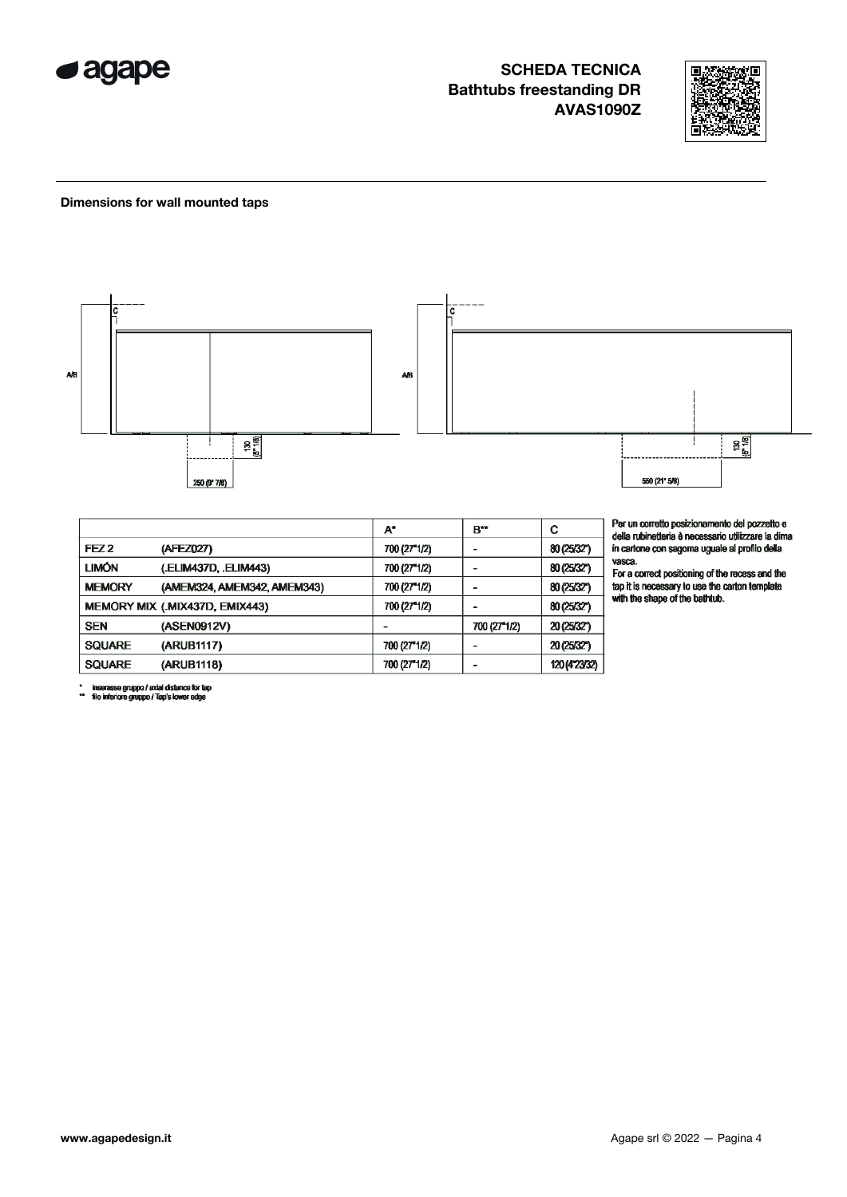**SCHEDA TECNICA**
**Bathtubs freestanding DR**
**AVAS1090Z**

**Dimensions for wall mounted taps**

A/B

C

130 (5" 1/8)

250 (9" 7/8)

550 (21" 5/8)

| | | A* | B** | C |
|---|---|---|---|---|
| FEZ 2 | (AFEZ027) | 700 (27"1/2) | - | 80 (25/32") |
| LIMÓN | (.ELIM437D, .ELIM443) | 700 (27"1/2) | - | 80 (25/32") |
| MEMORY | (AMEM324, AMEM342, AMEM343) | 700 (27"1/2) | - | 80 (25/32") |
| MEMORY MIX | (.MIX437D, EMIX443) | 700 (27"1/2) | - | 80 (25/32") |
| SEN | (ASEN0912V) | - | 700 (27"1/2) | 20 (25/32") |
| SQUARE | (ARUB1117) | 700 (27"1/2) | - | 20 (25/32") |
| SQUARE | (ARUB1118) | 700 (27"1/2) | - | 120 (4"23/32) |

\* interasse gruppo / axial distance for tap
\** filo inferiore gruppo / Tap's lower edge

Per un corretto posizionamento del pozzetto e della rubinetteria è necessario utilizzare la dima in cartone con sagoma uguale al profilo della vasca.
For a correct positioning of the recess and the tap it is necessary to use the carton template with the shape of the bathtub.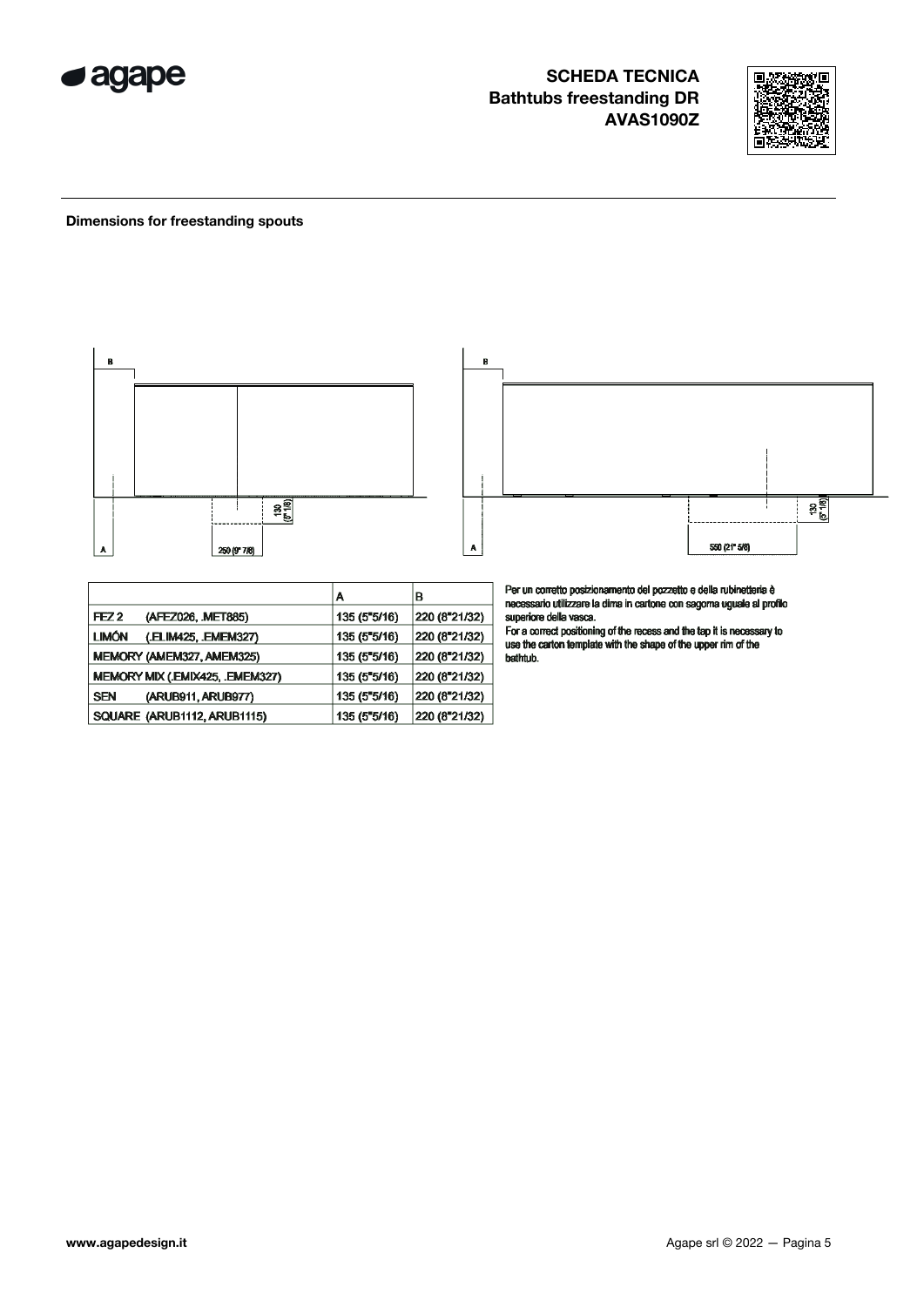**SCHEDA TECNICA**
**Bathtubs freestanding DR**
**AVAS1090Z**

### Dimensions for freestanding spouts

B

A

250 (9" 7/8)

130 (5" 1/8)

B

A

550 (21" 5/8)

130 (5" 1/8)

| | A | B |
|---|---|---|
| FEZ 2 (AFEZ026, .MET885) | 135 (5"5/16) | 220 (8"21/32) |
| LIMÓN (.ELIM425, .EMEM327) | 135 (5"5/16) | 220 (8"21/32) |
| MEMORY (AMEM327, AMEM325) | 135 (5"5/16) | 220 (8"21/32) |
| MEMORY MIX (.EMIX425, .EMEM327) | 135 (5"5/16) | 220 (8"21/32) |
| SEN (ARUB911, ARUB977) | 135 (5"5/16) | 220 (8"21/32) |
| SQUARE (ARUB1112, ARUB1115) | 135 (5"5/16) | 220 (8"21/32) |

Per un corretto posizionamento del pozzetto e della rubinetteria è necessario utilizzare la dima in cartone con sagoma uguale al profilo superiore della vasca.

For a correct positioning of the recess and the tap it is necessary to use the carton template with the shape of the upper rim of the bathtub.

www.agapedesign.it

Agape srl © 2022 — Pagina 5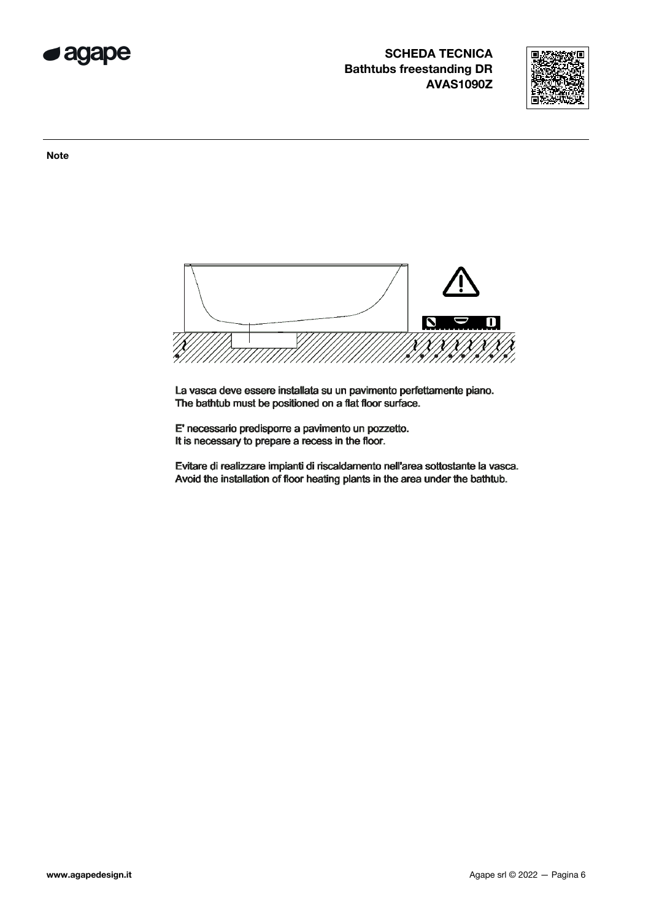**Note**

La vasca deve essere installata su un pavimento perfettamente piano.
The bathtub must be positioned on a flat floor surface.

E' necessario predisporre a pavimento un pozzetto.
It is necessary to prepare a recess in the floor.

Evitare di realizzare impianti di riscaldamento nell'area sottostante la vasca.
Avoid the installation of floor heating plants in the area under the bathtub.